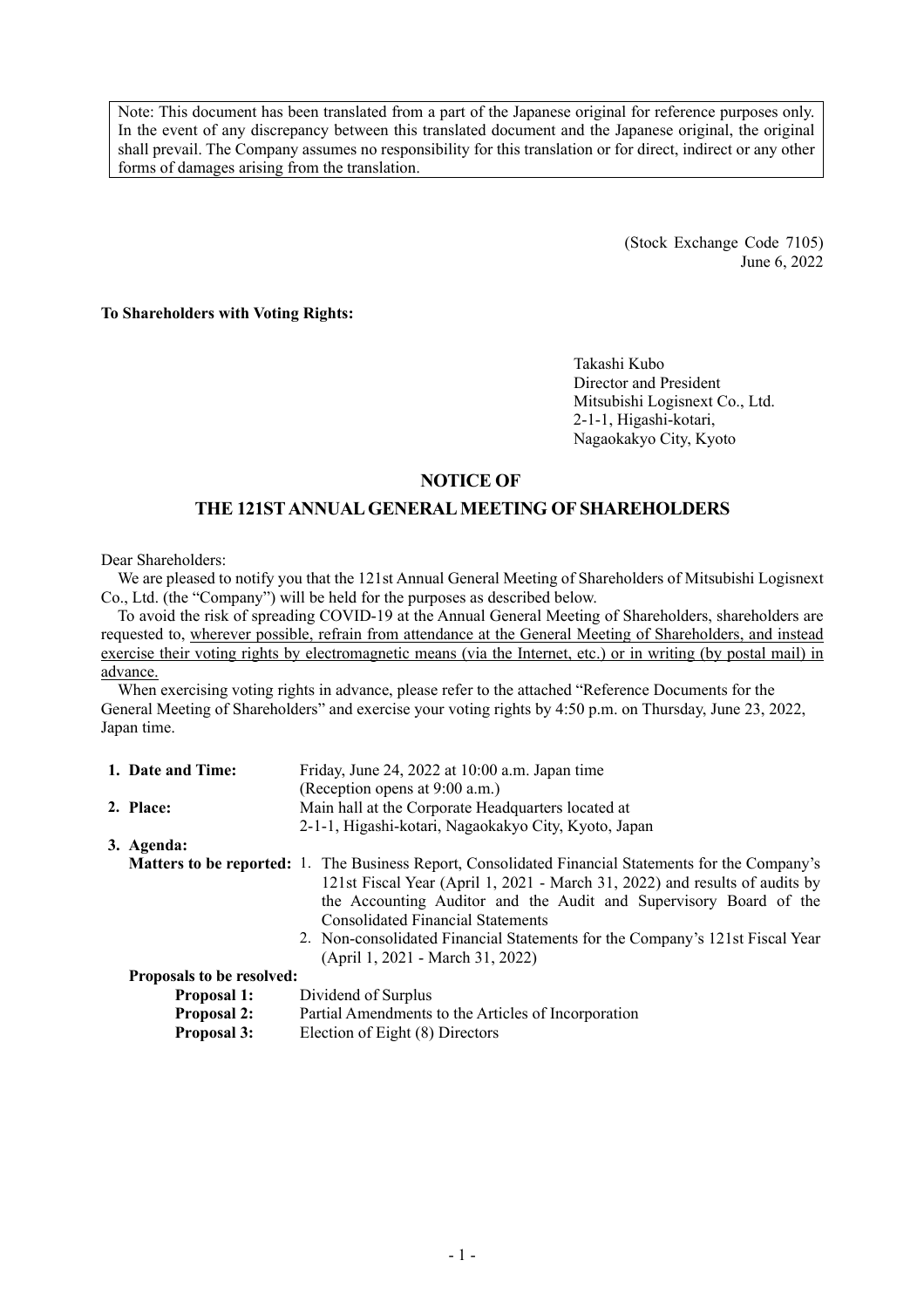> Note: This document has been translated from a part of the Japanese original for reference purposes only. In the event of any discrepancy between this translated document and the Japanese original, the original shall prevail. The Company assumes no responsibility for this translation or for direct, indirect or any other forms of damages arising from the translation.

(Stock Exchange Code 7105)
June 6, 2022

**To Shareholders with Voting Rights:**

Takashi Kubo
Director and President
Mitsubishi Logisnext Co., Ltd.
2-1-1, Higashi-kotari,
Nagaokakyo City, Kyoto

# NOTICE OF
# THE 121ST ANNUAL GENERAL MEETING OF SHAREHOLDERS

Dear Shareholders:

We are pleased to notify you that the 121st Annual General Meeting of Shareholders of Mitsubishi Logisnext Co., Ltd. (the "Company") will be held for the purposes as described below.

To avoid the risk of spreading COVID-19 at the Annual General Meeting of Shareholders, shareholders are requested to, <u>wherever possible, refrain from attendance at the General Meeting of Shareholders, and instead exercise their voting rights by electromagnetic means (via the Internet, etc.) or in writing (by postal mail) in advance.</u>

When exercising voting rights in advance, please refer to the attached "Reference Documents for the General Meeting of Shareholders" and exercise your voting rights by 4:50 p.m. on Thursday, June 23, 2022, Japan time.

**1. Date and Time:** Friday, June 24, 2022 at 10:00 a.m. Japan time
(Reception opens at 9:00 a.m.)

**2. Place:** Main hall at the Corporate Headquarters located at
2-1-1, Higashi-kotari, Nagaokakyo City, Kyoto, Japan

**3. Agenda:**

**Matters to be reported:**

1. The Business Report, Consolidated Financial Statements for the Company's 121st Fiscal Year (April 1, 2021 - March 31, 2022) and results of audits by the Accounting Auditor and the Audit and Supervisory Board of the Consolidated Financial Statements
2. Non-consolidated Financial Statements for the Company's 121st Fiscal Year (April 1, 2021 - March 31, 2022)

**Proposals to be resolved:**

**Proposal 1:** Dividend of Surplus
**Proposal 2:** Partial Amendments to the Articles of Incorporation
**Proposal 3:** Election of Eight (8) Directors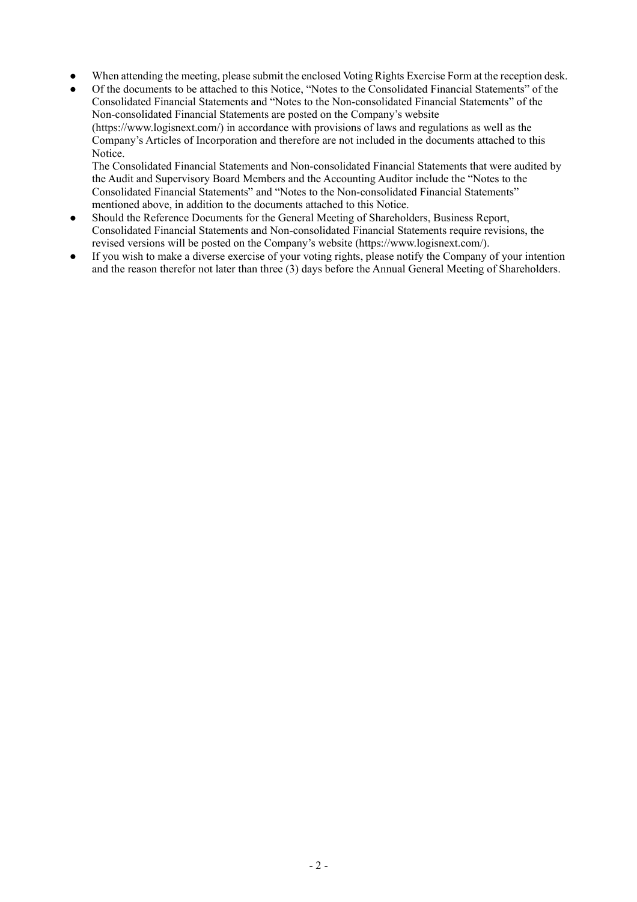- When attending the meeting, please submit the enclosed Voting Rights Exercise Form at the reception desk.
- Of the documents to be attached to this Notice, "Notes to the Consolidated Financial Statements" of the Consolidated Financial Statements and "Notes to the Non-consolidated Financial Statements" of the Non-consolidated Financial Statements are posted on the Company's website (https://www.logisnext.com/) in accordance with provisions of laws and regulations as well as the Company's Articles of Incorporation and therefore are not included in the documents attached to this Notice.

  The Consolidated Financial Statements and Non-consolidated Financial Statements that were audited by the Audit and Supervisory Board Members and the Accounting Auditor include the "Notes to the Consolidated Financial Statements" and "Notes to the Non-consolidated Financial Statements" mentioned above, in addition to the documents attached to this Notice.
- Should the Reference Documents for the General Meeting of Shareholders, Business Report, Consolidated Financial Statements and Non-consolidated Financial Statements require revisions, the revised versions will be posted on the Company's website (https://www.logisnext.com/).
- If you wish to make a diverse exercise of your voting rights, please notify the Company of your intention and the reason therefor not later than three (3) days before the Annual General Meeting of Shareholders.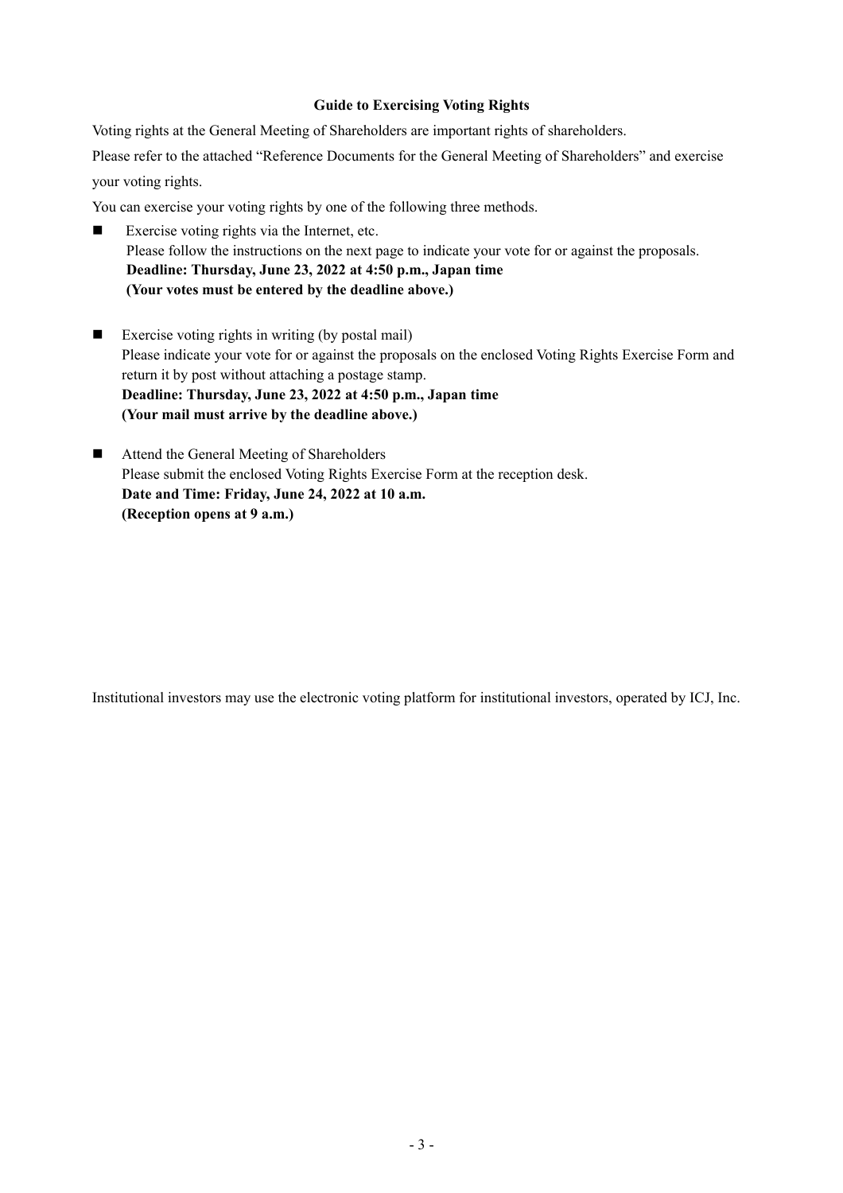**Guide to Exercising Voting Rights**

Voting rights at the General Meeting of Shareholders are important rights of shareholders.

Please refer to the attached "Reference Documents for the General Meeting of Shareholders" and exercise your voting rights.

You can exercise your voting rights by one of the following three methods.

- Exercise voting rights via the Internet, etc.
  Please follow the instructions on the next page to indicate your vote for or against the proposals.
  **Deadline: Thursday, June 23, 2022 at 4:50 p.m., Japan time**
  **(Your votes must be entered by the deadline above.)**

- Exercise voting rights in writing (by postal mail)
  Please indicate your vote for or against the proposals on the enclosed Voting Rights Exercise Form and return it by post without attaching a postage stamp.
  **Deadline: Thursday, June 23, 2022 at 4:50 p.m., Japan time**
  **(Your mail must arrive by the deadline above.)**

- Attend the General Meeting of Shareholders
  Please submit the enclosed Voting Rights Exercise Form at the reception desk.
  **Date and Time: Friday, June 24, 2022 at 10 a.m.**
  **(Reception opens at 9 a.m.)**

Institutional investors may use the electronic voting platform for institutional investors, operated by ICJ, Inc.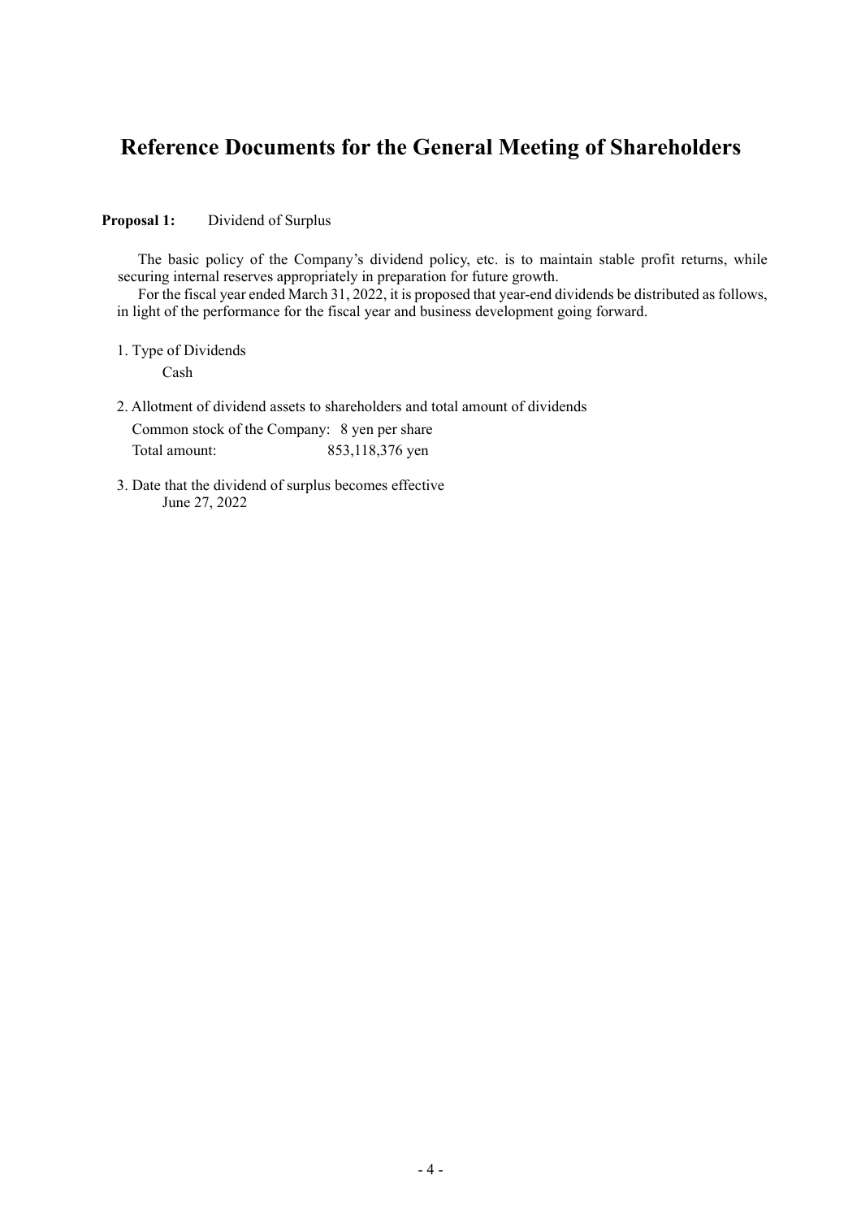# Reference Documents for the General Meeting of Shareholders

**Proposal 1:** Dividend of Surplus

The basic policy of the Company's dividend policy, etc. is to maintain stable profit returns, while securing internal reserves appropriately in preparation for future growth.

For the fiscal year ended March 31, 2022, it is proposed that year-end dividends be distributed as follows, in light of the performance for the fiscal year and business development going forward.

1. Type of Dividends

   Cash

2. Allotment of dividend assets to shareholders and total amount of dividends

   Common stock of the Company: 8 yen per share

   Total amount: 853,118,376 yen

3. Date that the dividend of surplus becomes effective

   June 27, 2022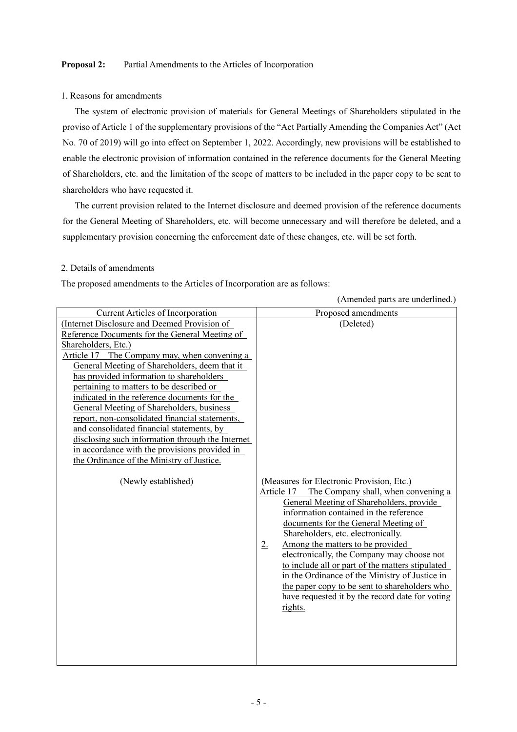**Proposal 2:** Partial Amendments to the Articles of Incorporation

1. Reasons for amendments

The system of electronic provision of materials for General Meetings of Shareholders stipulated in the proviso of Article 1 of the supplementary provisions of the "Act Partially Amending the Companies Act" (Act No. 70 of 2019) will go into effect on September 1, 2022. Accordingly, new provisions will be established to enable the electronic provision of information contained in the reference documents for the General Meeting of Shareholders, etc. and the limitation of the scope of matters to be included in the paper copy to be sent to shareholders who have requested it.

The current provision related to the Internet disclosure and deemed provision of the reference documents for the General Meeting of Shareholders, etc. will become unnecessary and will therefore be deleted, and a supplementary provision concerning the enforcement date of these changes, etc. will be set forth.

2. Details of amendments

The proposed amendments to the Articles of Incorporation are as follows:

(Amended parts are underlined.)

| Current Articles of Incorporation | Proposed amendments |
|---|---|
| (Internet Disclosure and Deemed Provision of Reference Documents for the General Meeting of Shareholders, Etc.)<br>Article 17 The Company may, when convening a General Meeting of Shareholders, deem that it has provided information to shareholders pertaining to matters to be described or indicated in the reference documents for the General Meeting of Shareholders, business report, non-consolidated financial statements, and consolidated financial statements, by disclosing such information through the Internet in accordance with the provisions provided in the Ordinance of the Ministry of Justice. | (Deleted) |
| (Newly established) | (Measures for Electronic Provision, Etc.)<br>Article 17 The Company shall, when convening a General Meeting of Shareholders, provide information contained in the reference documents for the General Meeting of Shareholders, etc. electronically.<br>2. Among the matters to be provided electronically, the Company may choose not to include all or part of the matters stipulated in the Ordinance of the Ministry of Justice in the paper copy to be sent to shareholders who have requested it by the record date for voting rights. |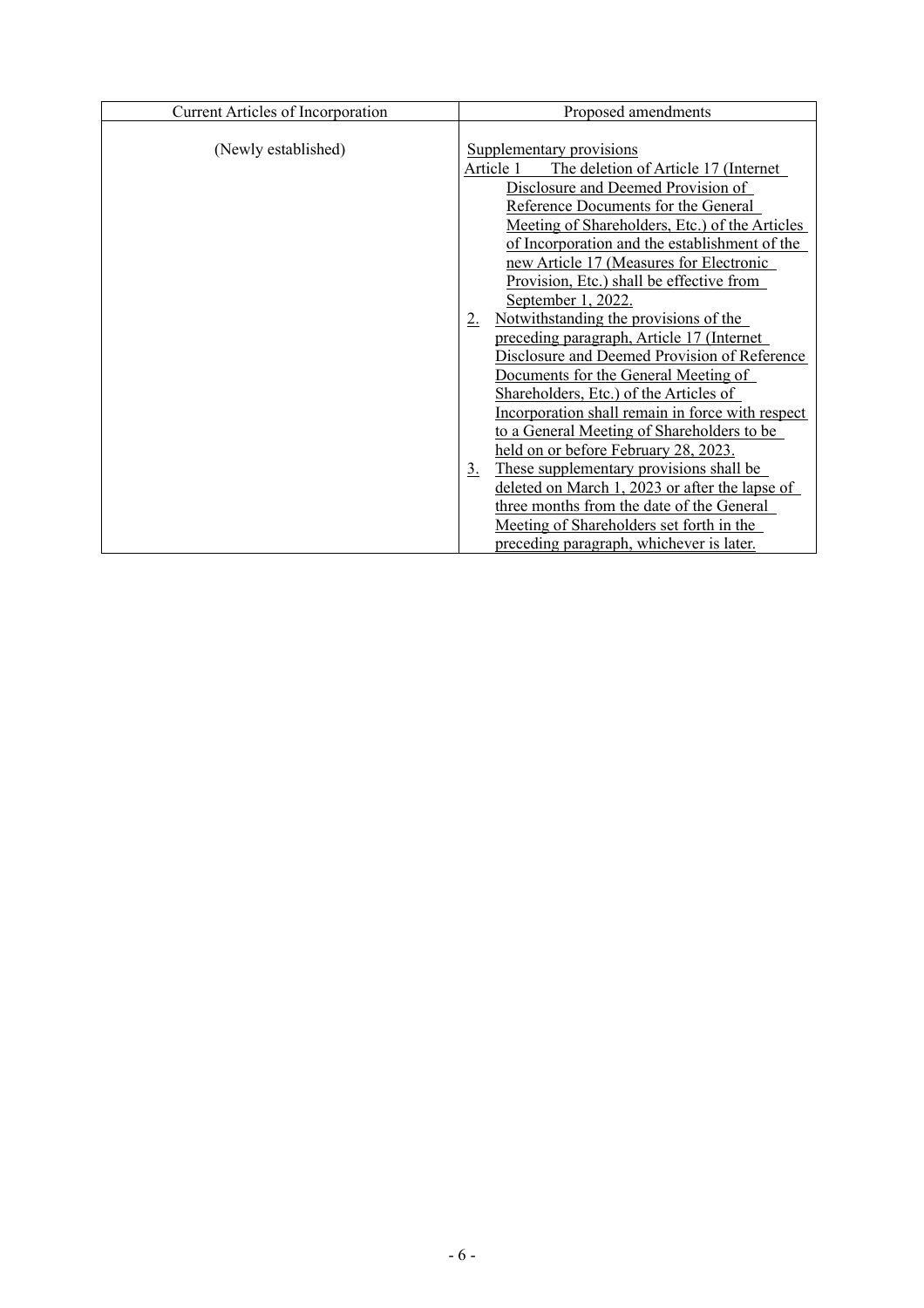| Current Articles of Incorporation | Proposed amendments |
| --- | --- |
| (Newly established) | Supplementary provisions<br>Article 1 The deletion of Article 17 (Internet Disclosure and Deemed Provision of Reference Documents for the General Meeting of Shareholders, Etc.) of the Articles of Incorporation and the establishment of the new Article 17 (Measures for Electronic Provision, Etc.) shall be effective from September 1, 2022.<br>2. Notwithstanding the provisions of the preceding paragraph, Article 17 (Internet Disclosure and Deemed Provision of Reference Documents for the General Meeting of Shareholders, Etc.) of the Articles of Incorporation shall remain in force with respect to a General Meeting of Shareholders to be held on or before February 28, 2023.<br>3. These supplementary provisions shall be deleted on March 1, 2023 or after the lapse of three months from the date of the General Meeting of Shareholders set forth in the preceding paragraph, whichever is later. |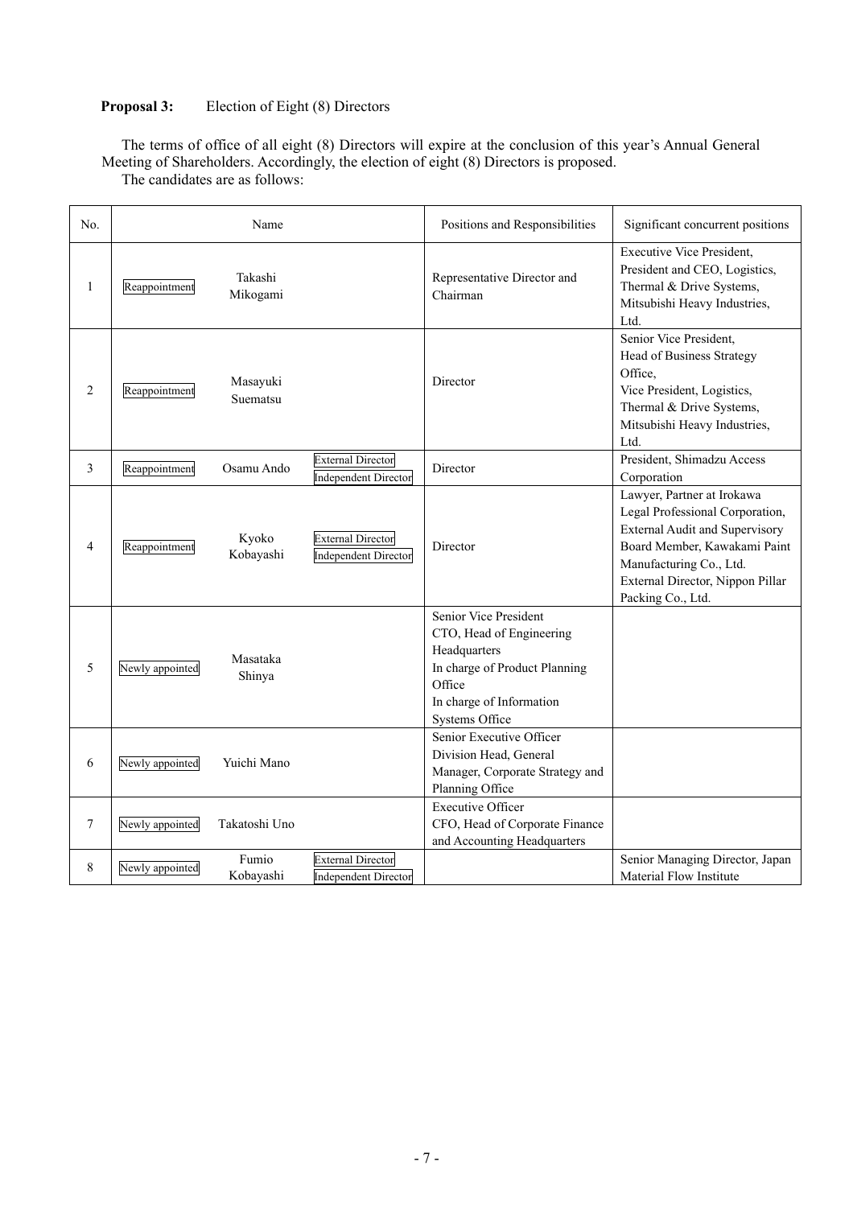**Proposal 3:** Election of Eight (8) Directors

The terms of office of all eight (8) Directors will expire at the conclusion of this year's Annual General Meeting of Shareholders. Accordingly, the election of eight (8) Directors is proposed.
The candidates are as follows:

| No. | Name | | | Positions and Responsibilities | Significant concurrent positions |
|---|---|---|---|---|---|
| 1 | Reappointment | Takashi Mikogami | | Representative Director and Chairman | Executive Vice President, President and CEO, Logistics, Thermal & Drive Systems, Mitsubishi Heavy Industries, Ltd. |
| 2 | Reappointment | Masayuki Suematsu | | Director | Senior Vice President, Head of Business Strategy Office, Vice President, Logistics, Thermal & Drive Systems, Mitsubishi Heavy Industries, Ltd. |
| 3 | Reappointment | Osamu Ando | External Director Independent Director | Director | President, Shimadzu Access Corporation |
| 4 | Reappointment | Kyoko Kobayashi | External Director Independent Director | Director | Lawyer, Partner at Irokawa Legal Professional Corporation, External Audit and Supervisory Board Member, Kawakami Paint Manufacturing Co., Ltd. External Director, Nippon Pillar Packing Co., Ltd. |
| 5 | Newly appointed | Masataka Shinya | | Senior Vice President CTO, Head of Engineering Headquarters In charge of Product Planning Office In charge of Information Systems Office | |
| 6 | Newly appointed | Yuichi Mano | | Senior Executive Officer Division Head, General Manager, Corporate Strategy and Planning Office | |
| 7 | Newly appointed | Takatoshi Uno | | Executive Officer CFO, Head of Corporate Finance and Accounting Headquarters | |
| 8 | Newly appointed | Fumio Kobayashi | External Director Independent Director | | Senior Managing Director, Japan Material Flow Institute |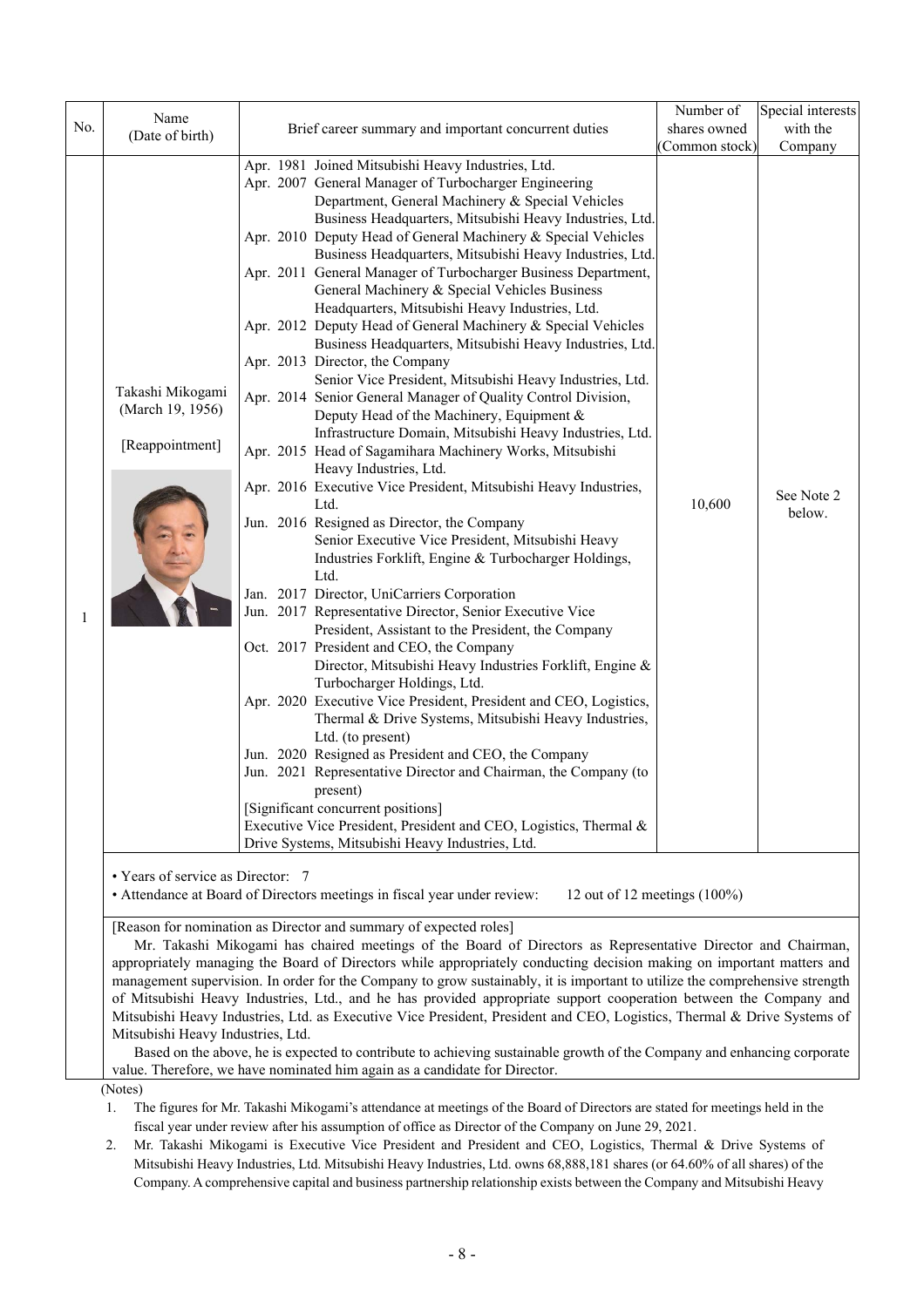| No. | Name (Date of birth) | Brief career summary and important concurrent duties | Number of shares owned (Common stock) | Special interests with the Company |
|---|---|---|---|---|
| 1 | Takashi Mikogami (March 19, 1956) [Reappointment] | Apr. 1981 Joined Mitsubishi Heavy Industries, Ltd.<br>Apr. 2007 General Manager of Turbocharger Engineering Department, General Machinery & Special Vehicles Business Headquarters, Mitsubishi Heavy Industries, Ltd.<br>Apr. 2010 Deputy Head of General Machinery & Special Vehicles Business Headquarters, Mitsubishi Heavy Industries, Ltd.<br>Apr. 2011 General Manager of Turbocharger Business Department, General Machinery & Special Vehicles Business Headquarters, Mitsubishi Heavy Industries, Ltd.<br>Apr. 2012 Deputy Head of General Machinery & Special Vehicles Business Headquarters, Mitsubishi Heavy Industries, Ltd.<br>Apr. 2013 Director, the Company<br>Senior Vice President, Mitsubishi Heavy Industries, Ltd.<br>Apr. 2014 Senior General Manager of Quality Control Division, Deputy Head of the Machinery, Equipment & Infrastructure Domain, Mitsubishi Heavy Industries, Ltd.<br>Apr. 2015 Head of Sagamihara Machinery Works, Mitsubishi Heavy Industries, Ltd.<br>Apr. 2016 Executive Vice President, Mitsubishi Heavy Industries, Ltd.<br>Jun. 2016 Resigned as Director, the Company<br>Senior Executive Vice President, Mitsubishi Heavy Industries Forklift, Engine & Turbocharger Holdings, Ltd.<br>Jan. 2017 Director, UniCarriers Corporation<br>Jun. 2017 Representative Director, Senior Executive Vice President, Assistant to the President, the Company<br>Oct. 2017 President and CEO, the Company<br>Director, Mitsubishi Heavy Industries Forklift, Engine & Turbocharger Holdings, Ltd.<br>Apr. 2020 Executive Vice President, President and CEO, Logistics, Thermal & Drive Systems, Mitsubishi Heavy Industries, Ltd. (to present)<br>Jun. 2020 Resigned as President and CEO, the Company<br>Jun. 2021 Representative Director and Chairman, the Company (to present)<br>[Significant concurrent positions]<br>Executive Vice President, President and CEO, Logistics, Thermal & Drive Systems, Mitsubishi Heavy Industries, Ltd. | 10,600 | See Note 2 below. |

• Years of service as Director: 7
• Attendance at Board of Directors meetings in fiscal year under review: 12 out of 12 meetings (100%)

[Reason for nomination as Director and summary of expected roles]

Mr. Takashi Mikogami has chaired meetings of the Board of Directors as Representative Director and Chairman, appropriately managing the Board of Directors while appropriately conducting decision making on important matters and management supervision. In order for the Company to grow sustainably, it is important to utilize the comprehensive strength of Mitsubishi Heavy Industries, Ltd., and he has provided appropriate support cooperation between the Company and Mitsubishi Heavy Industries, Ltd. as Executive Vice President, President and CEO, Logistics, Thermal & Drive Systems of Mitsubishi Heavy Industries, Ltd.

Based on the above, he is expected to contribute to achieving sustainable growth of the Company and enhancing corporate value. Therefore, we have nominated him again as a candidate for Director.

(Notes)

1. The figures for Mr. Takashi Mikogami's attendance at meetings of the Board of Directors are stated for meetings held in the fiscal year under review after his assumption of office as Director of the Company on June 29, 2021.
2. Mr. Takashi Mikogami is Executive Vice President and President and CEO, Logistics, Thermal & Drive Systems of Mitsubishi Heavy Industries, Ltd. Mitsubishi Heavy Industries, Ltd. owns 68,888,181 shares (or 64.60% of all shares) of the Company. A comprehensive capital and business partnership relationship exists between the Company and Mitsubishi Heavy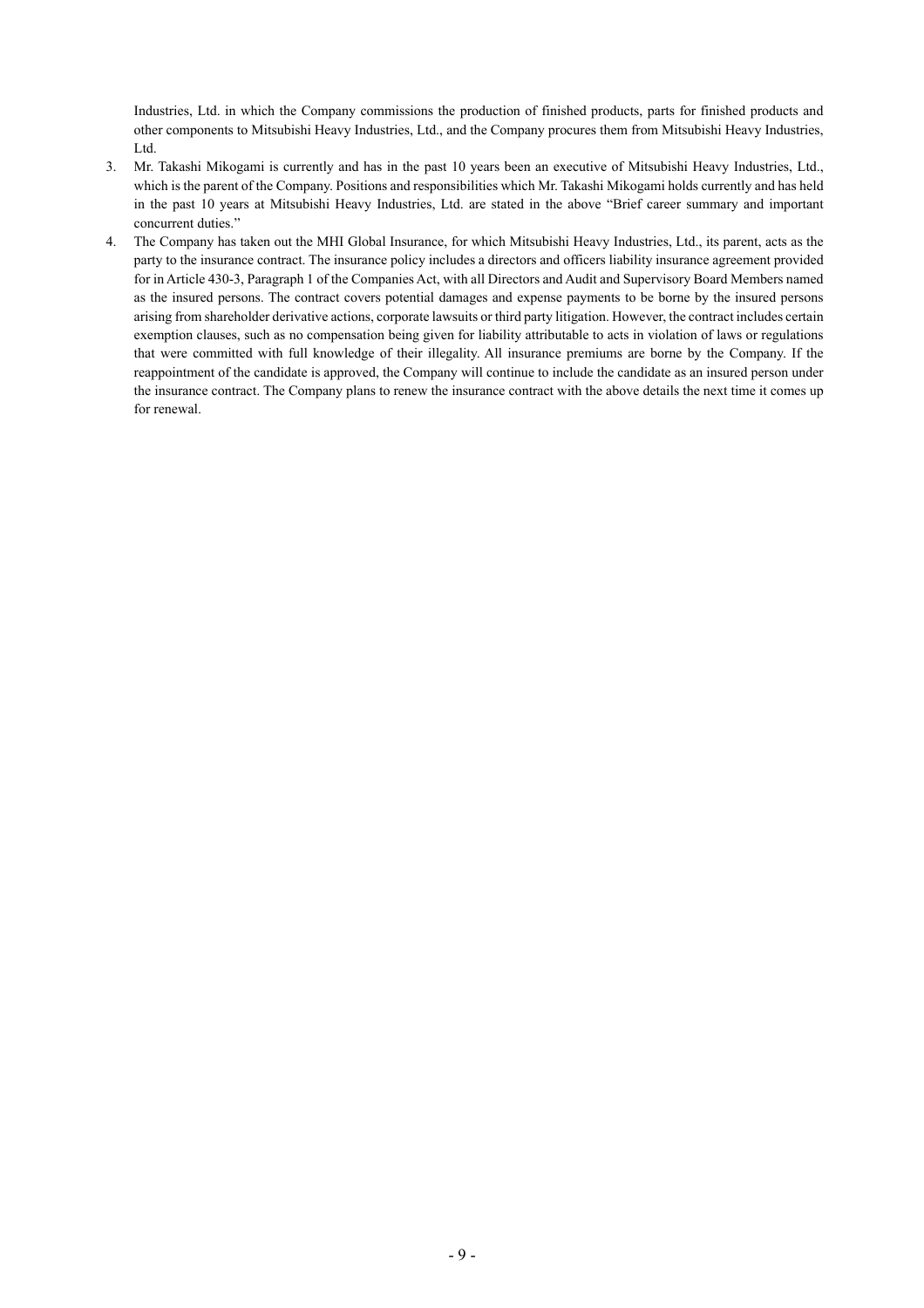Industries, Ltd. in which the Company commissions the production of finished products, parts for finished products and other components to Mitsubishi Heavy Industries, Ltd., and the Company procures them from Mitsubishi Heavy Industries, Ltd.

3. Mr. Takashi Mikogami is currently and has in the past 10 years been an executive of Mitsubishi Heavy Industries, Ltd., which is the parent of the Company. Positions and responsibilities which Mr. Takashi Mikogami holds currently and has held in the past 10 years at Mitsubishi Heavy Industries, Ltd. are stated in the above "Brief career summary and important concurrent duties."
4. The Company has taken out the MHI Global Insurance, for which Mitsubishi Heavy Industries, Ltd., its parent, acts as the party to the insurance contract. The insurance policy includes a directors and officers liability insurance agreement provided for in Article 430-3, Paragraph 1 of the Companies Act, with all Directors and Audit and Supervisory Board Members named as the insured persons. The contract covers potential damages and expense payments to be borne by the insured persons arising from shareholder derivative actions, corporate lawsuits or third party litigation. However, the contract includes certain exemption clauses, such as no compensation being given for liability attributable to acts in violation of laws or regulations that were committed with full knowledge of their illegality. All insurance premiums are borne by the Company. If the reappointment of the candidate is approved, the Company will continue to include the candidate as an insured person under the insurance contract. The Company plans to renew the insurance contract with the above details the next time it comes up for renewal.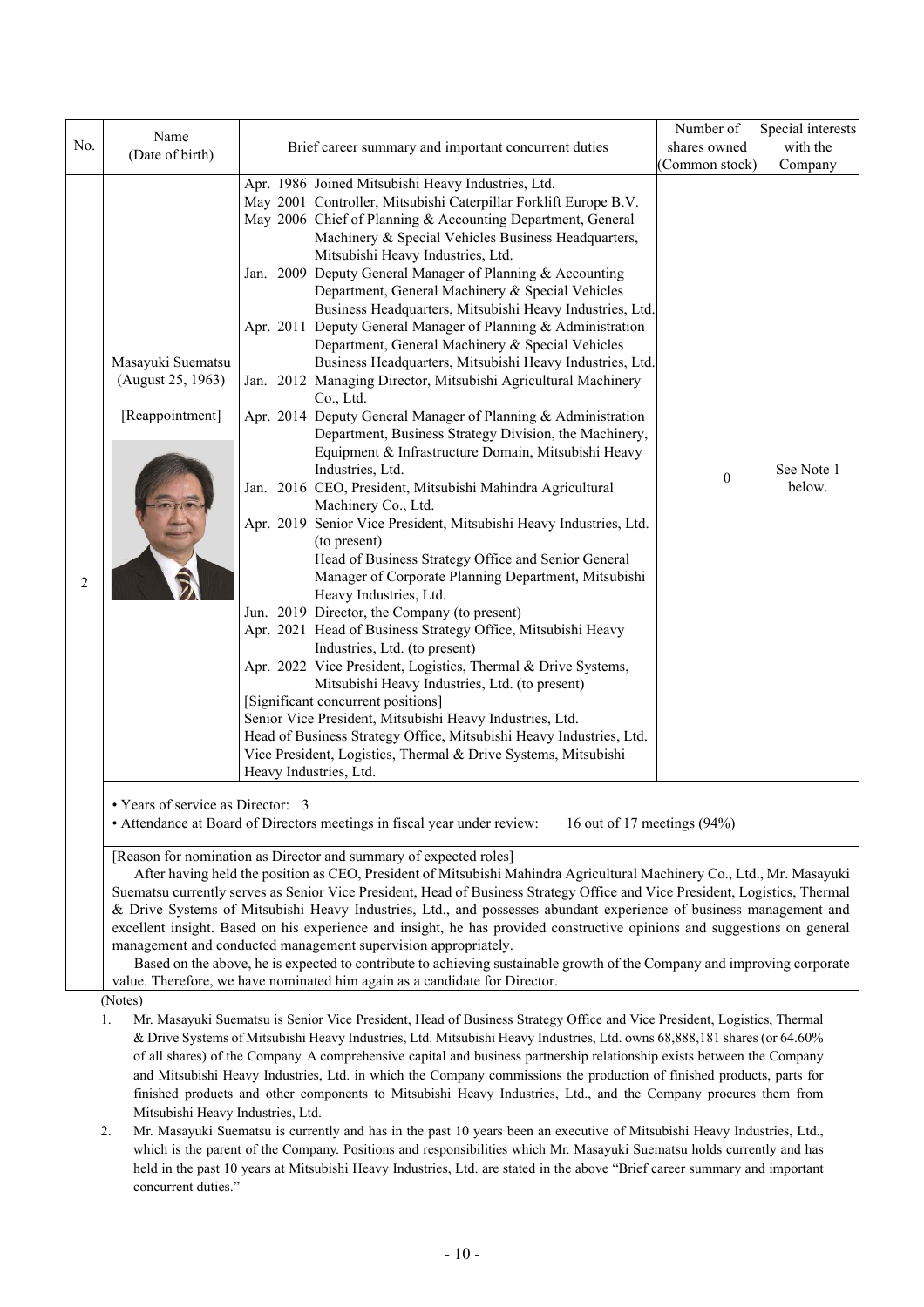| No. | Name (Date of birth) | Brief career summary and important concurrent duties | Number of shares owned (Common stock) | Special interests with the Company |
|---|---|---|---|---|
| 2 | Masayuki Suematsu (August 25, 1963) [Reappointment] | Apr. 1986 Joined Mitsubishi Heavy Industries, Ltd.<br>May 2001 Controller, Mitsubishi Caterpillar Forklift Europe B.V.<br>May 2006 Chief of Planning & Accounting Department, General Machinery & Special Vehicles Business Headquarters, Mitsubishi Heavy Industries, Ltd.<br>Jan. 2009 Deputy General Manager of Planning & Accounting Department, General Machinery & Special Vehicles Business Headquarters, Mitsubishi Heavy Industries, Ltd.<br>Apr. 2011 Deputy General Manager of Planning & Administration Department, General Machinery & Special Vehicles Business Headquarters, Mitsubishi Heavy Industries, Ltd.<br>Jan. 2012 Managing Director, Mitsubishi Agricultural Machinery Co., Ltd.<br>Apr. 2014 Deputy General Manager of Planning & Administration Department, Business Strategy Division, the Machinery, Equipment & Infrastructure Domain, Mitsubishi Heavy Industries, Ltd.<br>Jan. 2016 CEO, President, Mitsubishi Mahindra Agricultural Machinery Co., Ltd.<br>Apr. 2019 Senior Vice President, Mitsubishi Heavy Industries, Ltd. (to present)<br>Head of Business Strategy Office and Senior General Manager of Corporate Planning Department, Mitsubishi Heavy Industries, Ltd.<br>Jun. 2019 Director, the Company (to present)<br>Apr. 2021 Head of Business Strategy Office, Mitsubishi Heavy Industries, Ltd. (to present)<br>Apr. 2022 Vice President, Logistics, Thermal & Drive Systems, Mitsubishi Heavy Industries, Ltd. (to present)<br>[Significant concurrent positions]<br>Senior Vice President, Mitsubishi Heavy Industries, Ltd.<br>Head of Business Strategy Office, Mitsubishi Heavy Industries, Ltd.<br>Vice President, Logistics, Thermal & Drive Systems, Mitsubishi Heavy Industries, Ltd. | 0 | See Note 1 below. |

• Years of service as Director: 3
• Attendance at Board of Directors meetings in fiscal year under review: 16 out of 17 meetings (94%)

[Reason for nomination as Director and summary of expected roles]

After having held the position as CEO, President of Mitsubishi Mahindra Agricultural Machinery Co., Ltd., Mr. Masayuki Suematsu currently serves as Senior Vice President, Head of Business Strategy Office and Vice President, Logistics, Thermal & Drive Systems of Mitsubishi Heavy Industries, Ltd., and possesses abundant experience of business management and excellent insight. Based on his experience and insight, he has provided constructive opinions and suggestions on general management and conducted management supervision appropriately.

Based on the above, he is expected to contribute to achieving sustainable growth of the Company and improving corporate value. Therefore, we have nominated him again as a candidate for Director.

(Notes)

1. Mr. Masayuki Suematsu is Senior Vice President, Head of Business Strategy Office and Vice President, Logistics, Thermal & Drive Systems of Mitsubishi Heavy Industries, Ltd. Mitsubishi Heavy Industries, Ltd. owns 68,888,181 shares (or 64.60% of all shares) of the Company. A comprehensive capital and business partnership relationship exists between the Company and Mitsubishi Heavy Industries, Ltd. in which the Company commissions the production of finished products, parts for finished products and other components to Mitsubishi Heavy Industries, Ltd., and the Company procures them from Mitsubishi Heavy Industries, Ltd.
2. Mr. Masayuki Suematsu is currently and has in the past 10 years been an executive of Mitsubishi Heavy Industries, Ltd., which is the parent of the Company. Positions and responsibilities which Mr. Masayuki Suematsu holds currently and has held in the past 10 years at Mitsubishi Heavy Industries, Ltd. are stated in the above "Brief career summary and important concurrent duties."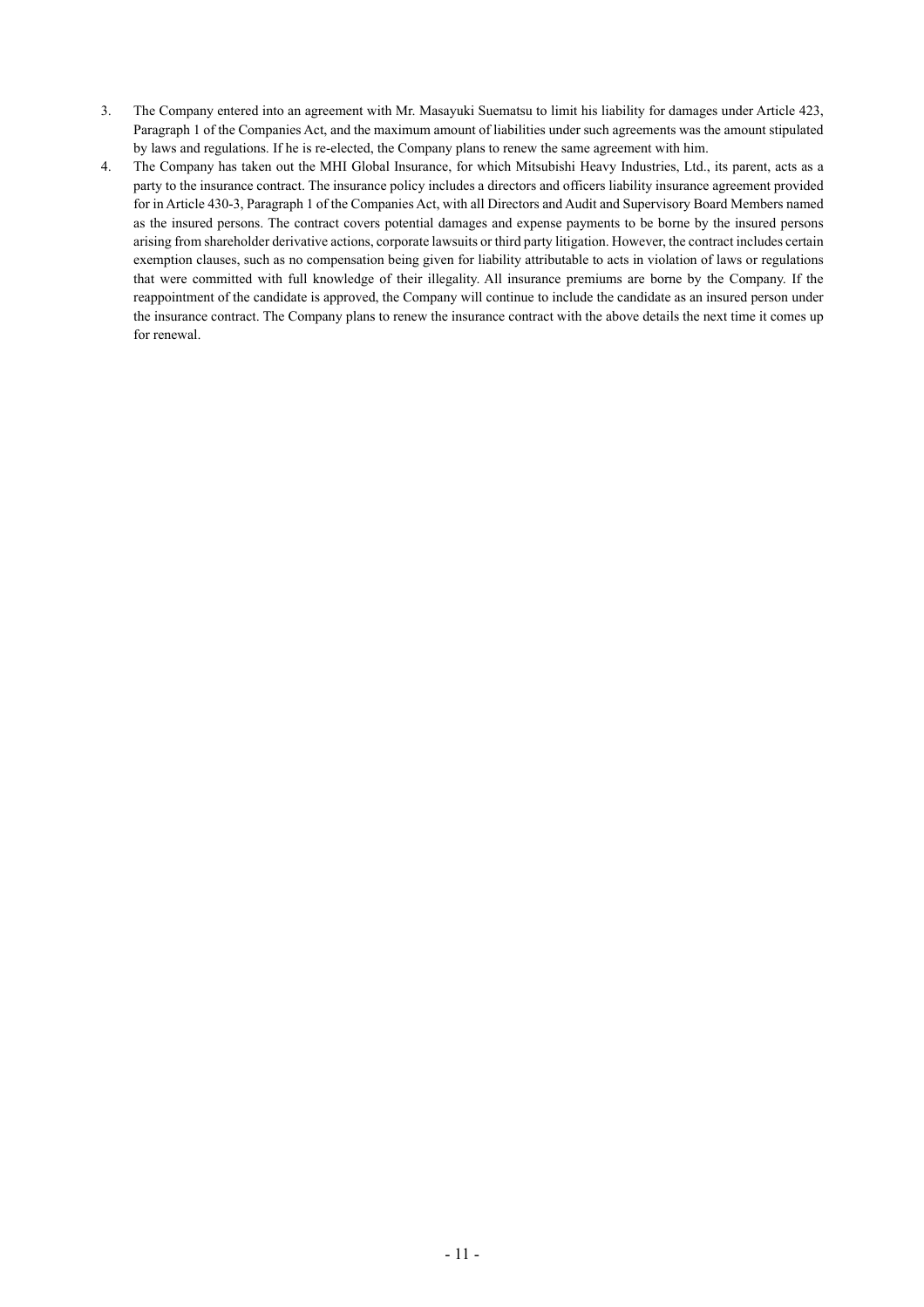3. The Company entered into an agreement with Mr. Masayuki Suematsu to limit his liability for damages under Article 423, Paragraph 1 of the Companies Act, and the maximum amount of liabilities under such agreements was the amount stipulated by laws and regulations. If he is re-elected, the Company plans to renew the same agreement with him.
4. The Company has taken out the MHI Global Insurance, for which Mitsubishi Heavy Industries, Ltd., its parent, acts as a party to the insurance contract. The insurance policy includes a directors and officers liability insurance agreement provided for in Article 430-3, Paragraph 1 of the Companies Act, with all Directors and Audit and Supervisory Board Members named as the insured persons. The contract covers potential damages and expense payments to be borne by the insured persons arising from shareholder derivative actions, corporate lawsuits or third party litigation. However, the contract includes certain exemption clauses, such as no compensation being given for liability attributable to acts in violation of laws or regulations that were committed with full knowledge of their illegality. All insurance premiums are borne by the Company. If the reappointment of the candidate is approved, the Company will continue to include the candidate as an insured person under the insurance contract. The Company plans to renew the insurance contract with the above details the next time it comes up for renewal.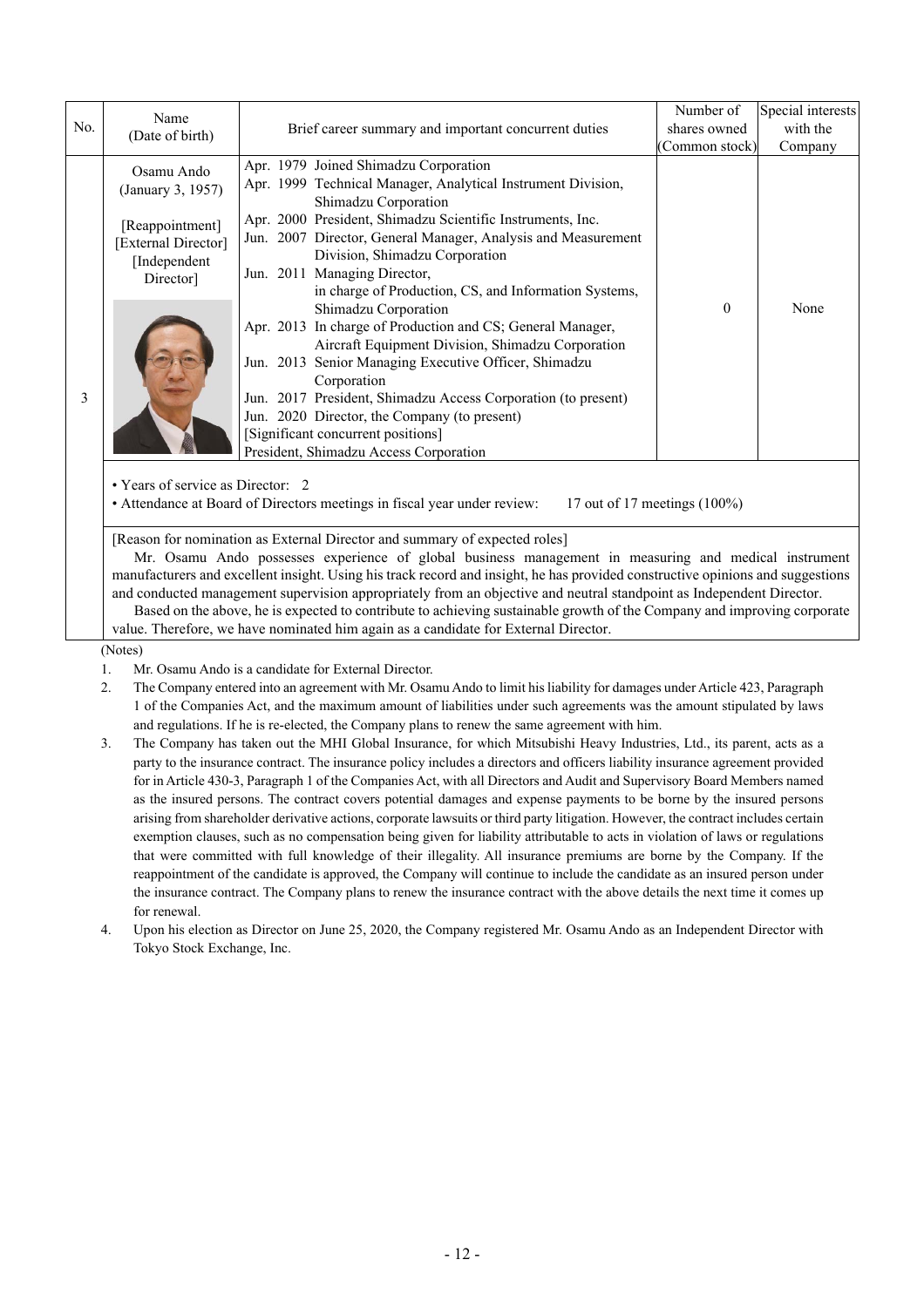| No. | Name (Date of birth) | Brief career summary and important concurrent duties | Number of shares owned (Common stock) | Special interests with the Company |
|---|---|---|---|---|
| 3 | Osamu Ando (January 3, 1957) [Reappointment] [External Director] [Independent Director] | Apr. 1979 Joined Shimadzu Corporation<br>Apr. 1999 Technical Manager, Analytical Instrument Division, Shimadzu Corporation<br>Apr. 2000 President, Shimadzu Scientific Instruments, Inc.<br>Jun. 2007 Director, General Manager, Analysis and Measurement Division, Shimadzu Corporation<br>Jun. 2011 Managing Director, in charge of Production, CS, and Information Systems, Shimadzu Corporation<br>Apr. 2013 In charge of Production and CS; General Manager, Aircraft Equipment Division, Shimadzu Corporation<br>Jun. 2013 Senior Managing Executive Officer, Shimadzu Corporation<br>Jun. 2017 President, Shimadzu Access Corporation (to present)<br>Jun. 2020 Director, the Company (to present)<br>[Significant concurrent positions]<br>President, Shimadzu Access Corporation | 0 | None |

• Years of service as Director: 2
• Attendance at Board of Directors meetings in fiscal year under review: 17 out of 17 meetings (100%)

[Reason for nomination as External Director and summary of expected roles]

Mr. Osamu Ando possesses experience of global business management in measuring and medical instrument manufacturers and excellent insight. Using his track record and insight, he has provided constructive opinions and suggestions and conducted management supervision appropriately from an objective and neutral standpoint as Independent Director.

Based on the above, he is expected to contribute to achieving sustainable growth of the Company and improving corporate value. Therefore, we have nominated him again as a candidate for External Director.

(Notes)

1. Mr. Osamu Ando is a candidate for External Director.
2. The Company entered into an agreement with Mr. Osamu Ando to limit his liability for damages under Article 423, Paragraph 1 of the Companies Act, and the maximum amount of liabilities under such agreements was the amount stipulated by laws and regulations. If he is re-elected, the Company plans to renew the same agreement with him.
3. The Company has taken out the MHI Global Insurance, for which Mitsubishi Heavy Industries, Ltd., its parent, acts as a party to the insurance contract. The insurance policy includes a directors and officers liability insurance agreement provided for in Article 430-3, Paragraph 1 of the Companies Act, with all Directors and Audit and Supervisory Board Members named as the insured persons. The contract covers potential damages and expense payments to be borne by the insured persons arising from shareholder derivative actions, corporate lawsuits or third party litigation. However, the contract includes certain exemption clauses, such as no compensation being given for liability attributable to acts in violation of laws or regulations that were committed with full knowledge of their illegality. All insurance premiums are borne by the Company. If the reappointment of the candidate is approved, the Company will continue to include the candidate as an insured person under the insurance contract. The Company plans to renew the insurance contract with the above details the next time it comes up for renewal.
4. Upon his election as Director on June 25, 2020, the Company registered Mr. Osamu Ando as an Independent Director with Tokyo Stock Exchange, Inc.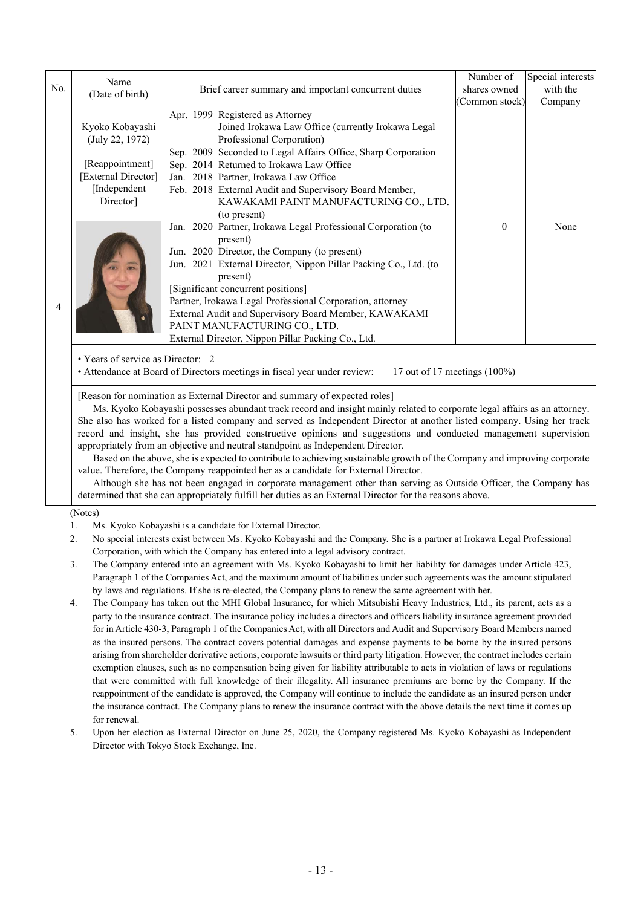| No. | Name (Date of birth) | Brief career summary and important concurrent duties | Number of shares owned (Common stock) | Special interests with the Company |
|---|---|---|---|---|
| 4 | Kyoko Kobayashi (July 22, 1972) [Reappointment] [External Director] [Independent Director] | Apr. 1999 Registered as Attorney<br>Joined Irokawa Law Office (currently Irokawa Legal Professional Corporation)<br>Sep. 2009 Seconded to Legal Affairs Office, Sharp Corporation<br>Sep. 2014 Returned to Irokawa Law Office<br>Jan. 2018 Partner, Irokawa Law Office<br>Feb. 2018 External Audit and Supervisory Board Member, KAWAKAMI PAINT MANUFACTURING CO., LTD. (to present)<br>Jan. 2020 Partner, Irokawa Legal Professional Corporation (to present)<br>Jun. 2020 Director, the Company (to present)<br>Jun. 2021 External Director, Nippon Pillar Packing Co., Ltd. (to present)<br>[Significant concurrent positions]<br>Partner, Irokawa Legal Professional Corporation, attorney<br>External Audit and Supervisory Board Member, KAWAKAMI PAINT MANUFACTURING CO., LTD.<br>External Director, Nippon Pillar Packing Co., Ltd. | 0 | None |

• Years of service as Director: 2
• Attendance at Board of Directors meetings in fiscal year under review: 17 out of 17 meetings (100%)

[Reason for nomination as External Director and summary of expected roles]

Ms. Kyoko Kobayashi possesses abundant track record and insight mainly related to corporate legal affairs as an attorney. She also has worked for a listed company and served as Independent Director at another listed company. Using her track record and insight, she has provided constructive opinions and suggestions and conducted management supervision appropriately from an objective and neutral standpoint as Independent Director.

Based on the above, she is expected to contribute to achieving sustainable growth of the Company and improving corporate value. Therefore, the Company reappointed her as a candidate for External Director.

Although she has not been engaged in corporate management other than serving as Outside Officer, the Company has determined that she can appropriately fulfill her duties as an External Director for the reasons above.

(Notes)

1. Ms. Kyoko Kobayashi is a candidate for External Director.
2. No special interests exist between Ms. Kyoko Kobayashi and the Company. She is a partner at Irokawa Legal Professional Corporation, with which the Company has entered into a legal advisory contract.
3. The Company entered into an agreement with Ms. Kyoko Kobayashi to limit her liability for damages under Article 423, Paragraph 1 of the Companies Act, and the maximum amount of liabilities under such agreements was the amount stipulated by laws and regulations. If she is re-elected, the Company plans to renew the same agreement with her.
4. The Company has taken out the MHI Global Insurance, for which Mitsubishi Heavy Industries, Ltd., its parent, acts as a party to the insurance contract. The insurance policy includes a directors and officers liability insurance agreement provided for in Article 430-3, Paragraph 1 of the Companies Act, with all Directors and Audit and Supervisory Board Members named as the insured persons. The contract covers potential damages and expense payments to be borne by the insured persons arising from shareholder derivative actions, corporate lawsuits or third party litigation. However, the contract includes certain exemption clauses, such as no compensation being given for liability attributable to acts in violation of laws or regulations that were committed with full knowledge of their illegality. All insurance premiums are borne by the Company. If the reappointment of the candidate is approved, the Company will continue to include the candidate as an insured person under the insurance contract. The Company plans to renew the insurance contract with the above details the next time it comes up for renewal.
5. Upon her election as External Director on June 25, 2020, the Company registered Ms. Kyoko Kobayashi as Independent Director with Tokyo Stock Exchange, Inc.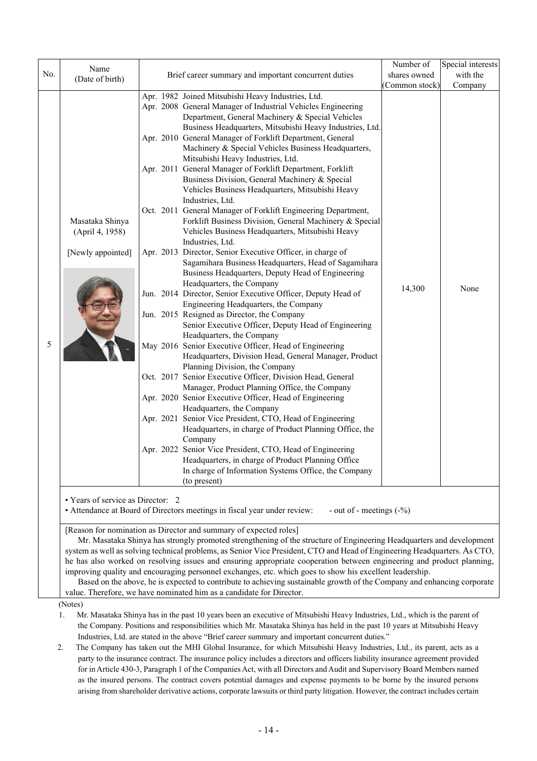| No. | Name (Date of birth) | Brief career summary and important concurrent duties | Number of shares owned (Common stock) | Special interests with the Company |
|---|---|---|---|---|
| 5 | Masataka Shinya (April 4, 1958) [Newly appointed] | Apr. 1982 Joined Mitsubishi Heavy Industries, Ltd.<br>Apr. 2008 General Manager of Industrial Vehicles Engineering Department, General Machinery & Special Vehicles Business Headquarters, Mitsubishi Heavy Industries, Ltd.<br>Apr. 2010 General Manager of Forklift Department, General Machinery & Special Vehicles Business Headquarters, Mitsubishi Heavy Industries, Ltd.<br>Apr. 2011 General Manager of Forklift Department, Forklift Business Division, General Machinery & Special Vehicles Business Headquarters, Mitsubishi Heavy Industries, Ltd.<br>Oct. 2011 General Manager of Forklift Engineering Department, Forklift Business Division, General Machinery & Special Vehicles Business Headquarters, Mitsubishi Heavy Industries, Ltd.<br>Apr. 2013 Director, Senior Executive Officer, in charge of Sagamihara Business Headquarters, Head of Sagamihara Business Headquarters, Deputy Head of Engineering Headquarters, the Company<br>Jun. 2014 Director, Senior Executive Officer, Deputy Head of Engineering Headquarters, the Company<br>Jun. 2015 Resigned as Director, the Company<br>Senior Executive Officer, Deputy Head of Engineering Headquarters, the Company<br>May 2016 Senior Executive Officer, Head of Engineering Headquarters, Division Head, General Manager, Product Planning Division, the Company<br>Oct. 2017 Senior Executive Officer, Division Head, General Manager, Product Planning Office, the Company<br>Apr. 2020 Senior Executive Officer, Head of Engineering Headquarters, the Company<br>Apr. 2021 Senior Vice President, CTO, Head of Engineering Headquarters, in charge of Product Planning Office, the Company<br>Apr. 2022 Senior Vice President, CTO, Head of Engineering Headquarters, in charge of Product Planning Office<br>In charge of Information Systems Office, the Company (to present) | 14,300 | None |

• Years of service as Director: 2
• Attendance at Board of Directors meetings in fiscal year under review: - out of - meetings (-%)

[Reason for nomination as Director and summary of expected roles]

Mr. Masataka Shinya has strongly promoted strengthening of the structure of Engineering Headquarters and development system as well as solving technical problems, as Senior Vice President, CTO and Head of Engineering Headquarters. As CTO, he has also worked on resolving issues and ensuring appropriate cooperation between engineering and product planning, improving quality and encouraging personnel exchanges, etc. which goes to show his excellent leadership.

Based on the above, he is expected to contribute to achieving sustainable growth of the Company and enhancing corporate value. Therefore, we have nominated him as a candidate for Director.

(Notes)

1. Mr. Masataka Shinya has in the past 10 years been an executive of Mitsubishi Heavy Industries, Ltd., which is the parent of the Company. Positions and responsibilities which Mr. Masataka Shinya has held in the past 10 years at Mitsubishi Heavy Industries, Ltd. are stated in the above "Brief career summary and important concurrent duties."
2. The Company has taken out the MHI Global Insurance, for which Mitsubishi Heavy Industries, Ltd., its parent, acts as a party to the insurance contract. The insurance policy includes a directors and officers liability insurance agreement provided for in Article 430-3, Paragraph 1 of the Companies Act, with all Directors and Audit and Supervisory Board Members named as the insured persons. The contract covers potential damages and expense payments to be borne by the insured persons arising from shareholder derivative actions, corporate lawsuits or third party litigation. However, the contract includes certain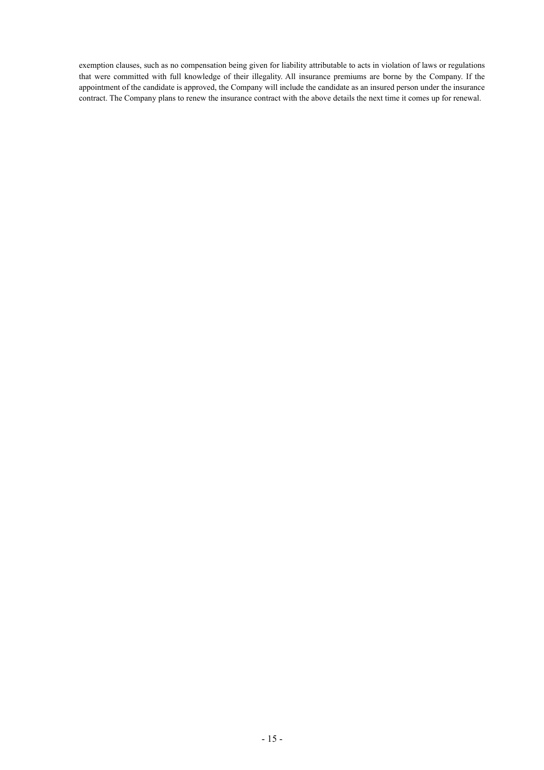exemption clauses, such as no compensation being given for liability attributable to acts in violation of laws or regulations that were committed with full knowledge of their illegality. All insurance premiums are borne by the Company. If the appointment of the candidate is approved, the Company will include the candidate as an insured person under the insurance contract. The Company plans to renew the insurance contract with the above details the next time it comes up for renewal.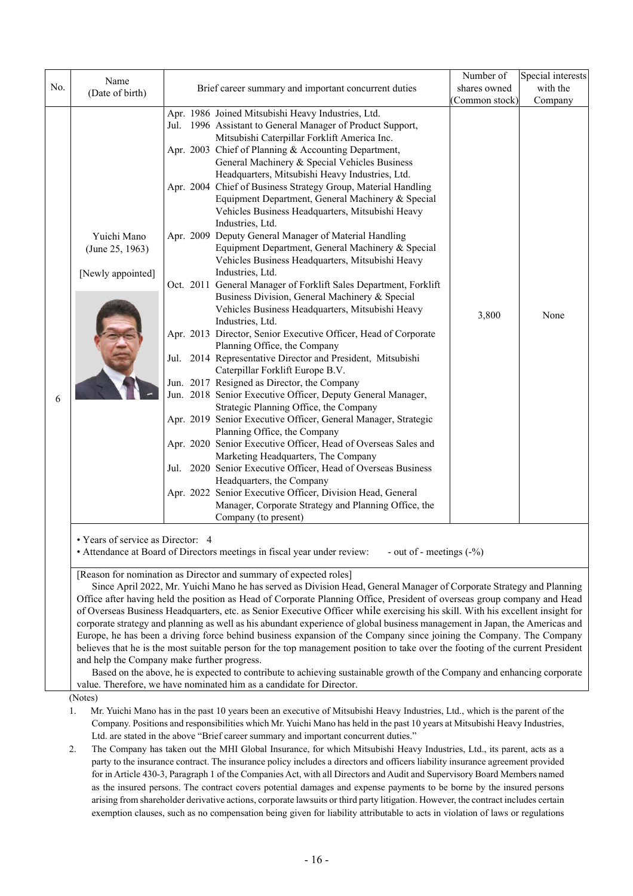| No. | Name (Date of birth) | Brief career summary and important concurrent duties | Number of shares owned (Common stock) | Special interests with the Company |
|---|---|---|---|---|
| 6 | Yuichi Mano (June 25, 1963) [Newly appointed] | Apr. 1986 Joined Mitsubishi Heavy Industries, Ltd.<br>Jul. 1996 Assistant to General Manager of Product Support, Mitsubishi Caterpillar Forklift America Inc.<br>Apr. 2003 Chief of Planning & Accounting Department, General Machinery & Special Vehicles Business Headquarters, Mitsubishi Heavy Industries, Ltd.<br>Apr. 2004 Chief of Business Strategy Group, Material Handling Equipment Department, General Machinery & Special Vehicles Business Headquarters, Mitsubishi Heavy Industries, Ltd.<br>Apr. 2009 Deputy General Manager of Material Handling Equipment Department, General Machinery & Special Vehicles Business Headquarters, Mitsubishi Heavy Industries, Ltd.<br>Oct. 2011 General Manager of Forklift Sales Department, Forklift Business Division, General Machinery & Special Vehicles Business Headquarters, Mitsubishi Heavy Industries, Ltd.<br>Apr. 2013 Director, Senior Executive Officer, Head of Corporate Planning Office, the Company<br>Jul. 2014 Representative Director and President, Mitsubishi Caterpillar Forklift Europe B.V.<br>Jun. 2017 Resigned as Director, the Company<br>Jun. 2018 Senior Executive Officer, Deputy General Manager, Strategic Planning Office, the Company<br>Apr. 2019 Senior Executive Officer, General Manager, Strategic Planning Office, the Company<br>Apr. 2020 Senior Executive Officer, Head of Overseas Sales and Marketing Headquarters, The Company<br>Jul. 2020 Senior Executive Officer, Head of Overseas Business Headquarters, the Company<br>Apr. 2022 Senior Executive Officer, Division Head, General Manager, Corporate Strategy and Planning Office, the Company (to present) | 3,800 | None |

• Years of service as Director: 4
• Attendance at Board of Directors meetings in fiscal year under review: - out of - meetings (-%)

[Reason for nomination as Director and summary of expected roles]

Since April 2022, Mr. Yuichi Mano he has served as Division Head, General Manager of Corporate Strategy and Planning Office after having held the position as Head of Corporate Planning Office, President of overseas group company and Head of Overseas Business Headquarters, etc. as Senior Executive Officer while exercising his skill. With his excellent insight for corporate strategy and planning as well as his abundant experience of global business management in Japan, the Americas and Europe, he has been a driving force behind business expansion of the Company since joining the Company. The Company believes that he is the most suitable person for the top management position to take over the footing of the current President and help the Company make further progress.

Based on the above, he is expected to contribute to achieving sustainable growth of the Company and enhancing corporate value. Therefore, we have nominated him as a candidate for Director.

(Notes)

1. Mr. Yuichi Mano has in the past 10 years been an executive of Mitsubishi Heavy Industries, Ltd., which is the parent of the Company. Positions and responsibilities which Mr. Yuichi Mano has held in the past 10 years at Mitsubishi Heavy Industries, Ltd. are stated in the above "Brief career summary and important concurrent duties."
2. The Company has taken out the MHI Global Insurance, for which Mitsubishi Heavy Industries, Ltd., its parent, acts as a party to the insurance contract. The insurance policy includes a directors and officers liability insurance agreement provided for in Article 430-3, Paragraph 1 of the Companies Act, with all Directors and Audit and Supervisory Board Members named as the insured persons. The contract covers potential damages and expense payments to be borne by the insured persons arising from shareholder derivative actions, corporate lawsuits or third party litigation. However, the contract includes certain exemption clauses, such as no compensation being given for liability attributable to acts in violation of laws or regulations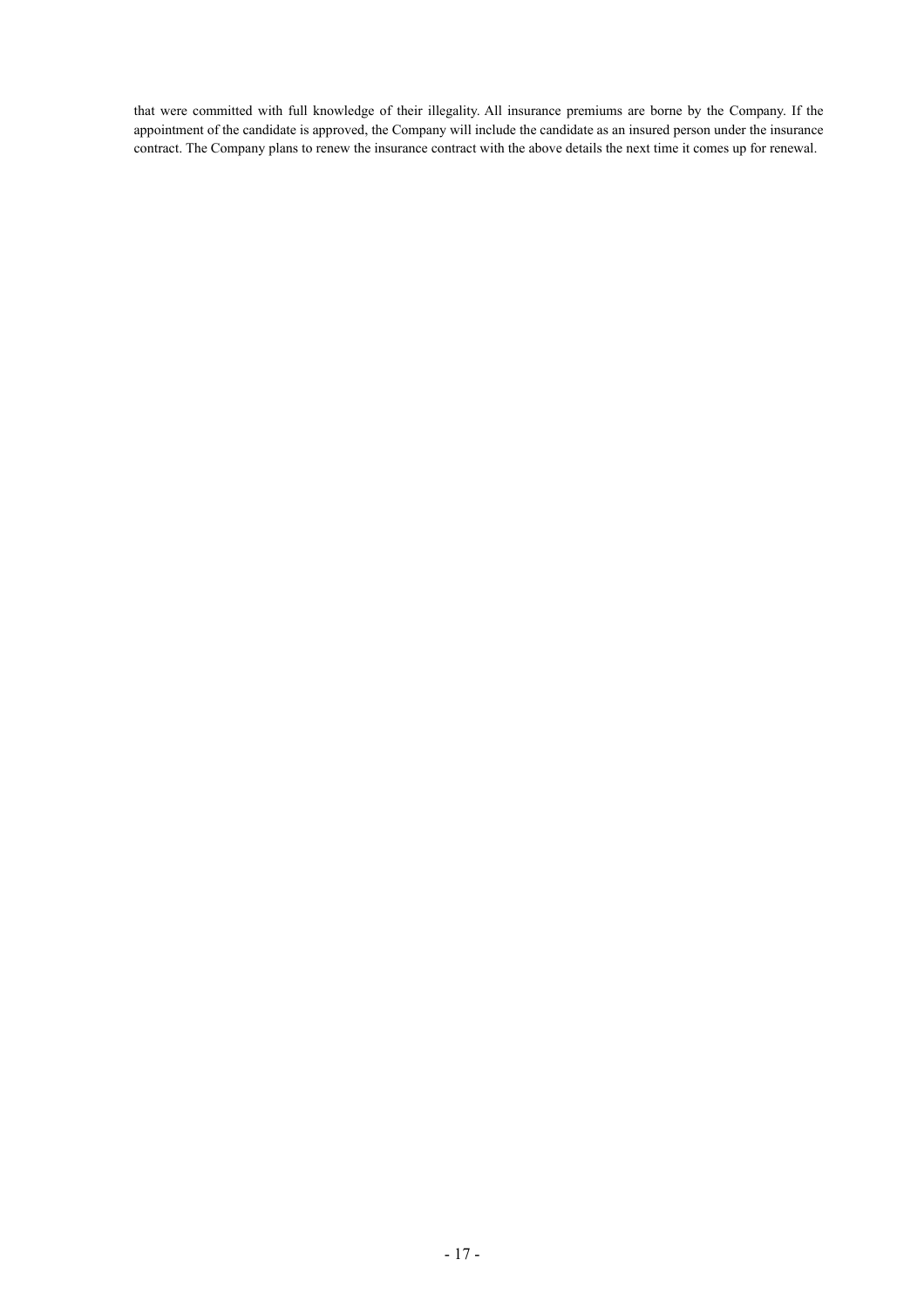that were committed with full knowledge of their illegality. All insurance premiums are borne by the Company. If the appointment of the candidate is approved, the Company will include the candidate as an insured person under the insurance contract. The Company plans to renew the insurance contract with the above details the next time it comes up for renewal.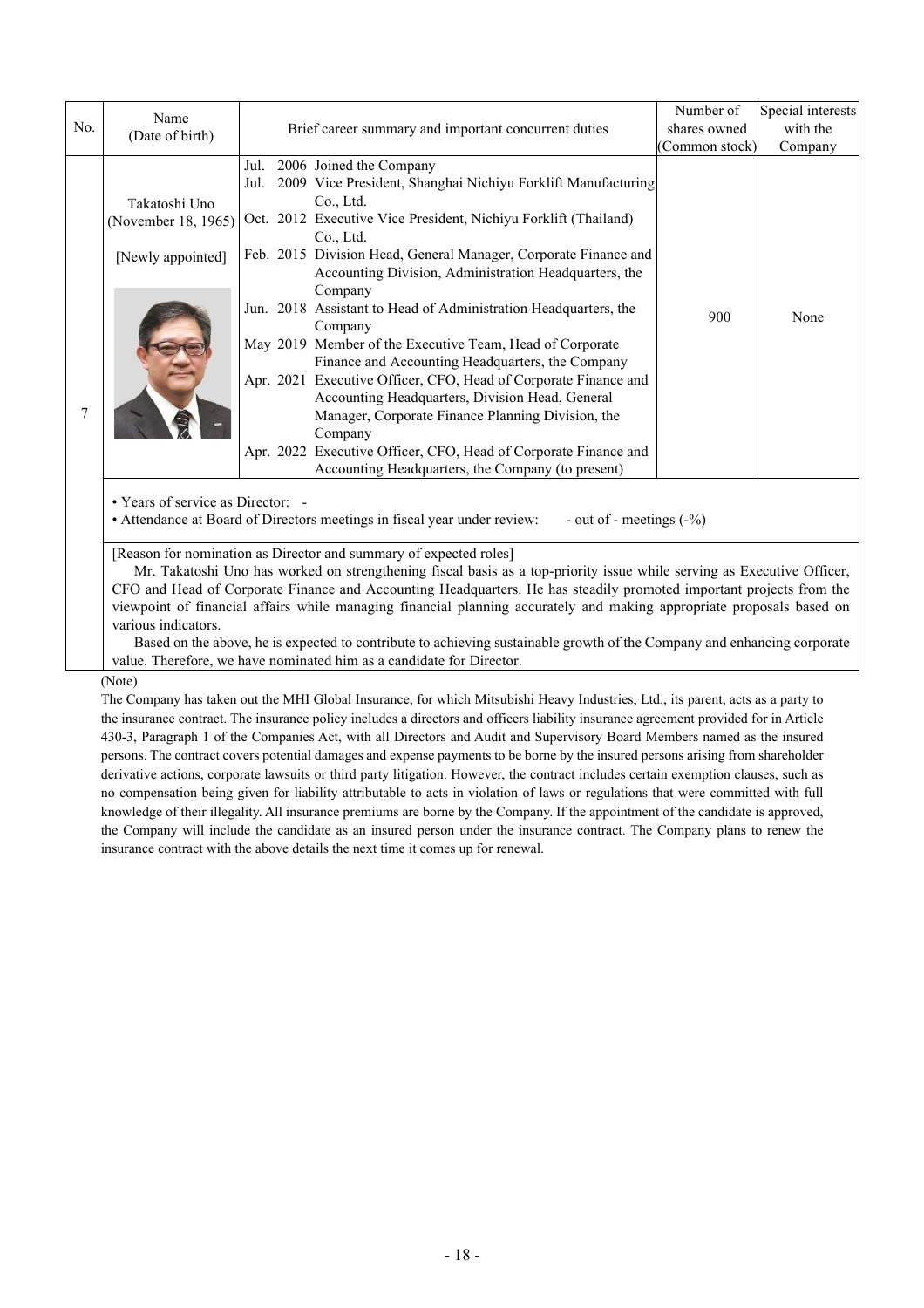| No. | Name (Date of birth) | Brief career summary and important concurrent duties | Number of shares owned (Common stock) | Special interests with the Company |
|---|---|---|---|---|
| 7 | Takatoshi Uno (November 18, 1965) [Newly appointed] | Jul. 2006 Joined the Company<br>Jul. 2009 Vice President, Shanghai Nichiyu Forklift Manufacturing Co., Ltd.<br>Oct. 2012 Executive Vice President, Nichiyu Forklift (Thailand) Co., Ltd.<br>Feb. 2015 Division Head, General Manager, Corporate Finance and Accounting Division, Administration Headquarters, the Company<br>Jun. 2018 Assistant to Head of Administration Headquarters, the Company<br>May 2019 Member of the Executive Team, Head of Corporate Finance and Accounting Headquarters, the Company<br>Apr. 2021 Executive Officer, CFO, Head of Corporate Finance and Accounting Headquarters, Division Head, General Manager, Corporate Finance Planning Division, the Company<br>Apr. 2022 Executive Officer, CFO, Head of Corporate Finance and Accounting Headquarters, the Company (to present) | 900 | None |

• Years of service as Director: -
• Attendance at Board of Directors meetings in fiscal year under review: - out of - meetings (-%)

[Reason for nomination as Director and summary of expected roles]

Mr. Takatoshi Uno has worked on strengthening fiscal basis as a top-priority issue while serving as Executive Officer, CFO and Head of Corporate Finance and Accounting Headquarters. He has steadily promoted important projects from the viewpoint of financial affairs while managing financial planning accurately and making appropriate proposals based on various indicators.

Based on the above, he is expected to contribute to achieving sustainable growth of the Company and enhancing corporate value. Therefore, we have nominated him as a candidate for Director.

(Note)

The Company has taken out the MHI Global Insurance, for which Mitsubishi Heavy Industries, Ltd., its parent, acts as a party to the insurance contract. The insurance policy includes a directors and officers liability insurance agreement provided for in Article 430-3, Paragraph 1 of the Companies Act, with all Directors and Audit and Supervisory Board Members named as the insured persons. The contract covers potential damages and expense payments to be borne by the insured persons arising from shareholder derivative actions, corporate lawsuits or third party litigation. However, the contract includes certain exemption clauses, such as no compensation being given for liability attributable to acts in violation of laws or regulations that were committed with full knowledge of their illegality. All insurance premiums are borne by the Company. If the appointment of the candidate is approved, the Company will include the candidate as an insured person under the insurance contract. The Company plans to renew the insurance contract with the above details the next time it comes up for renewal.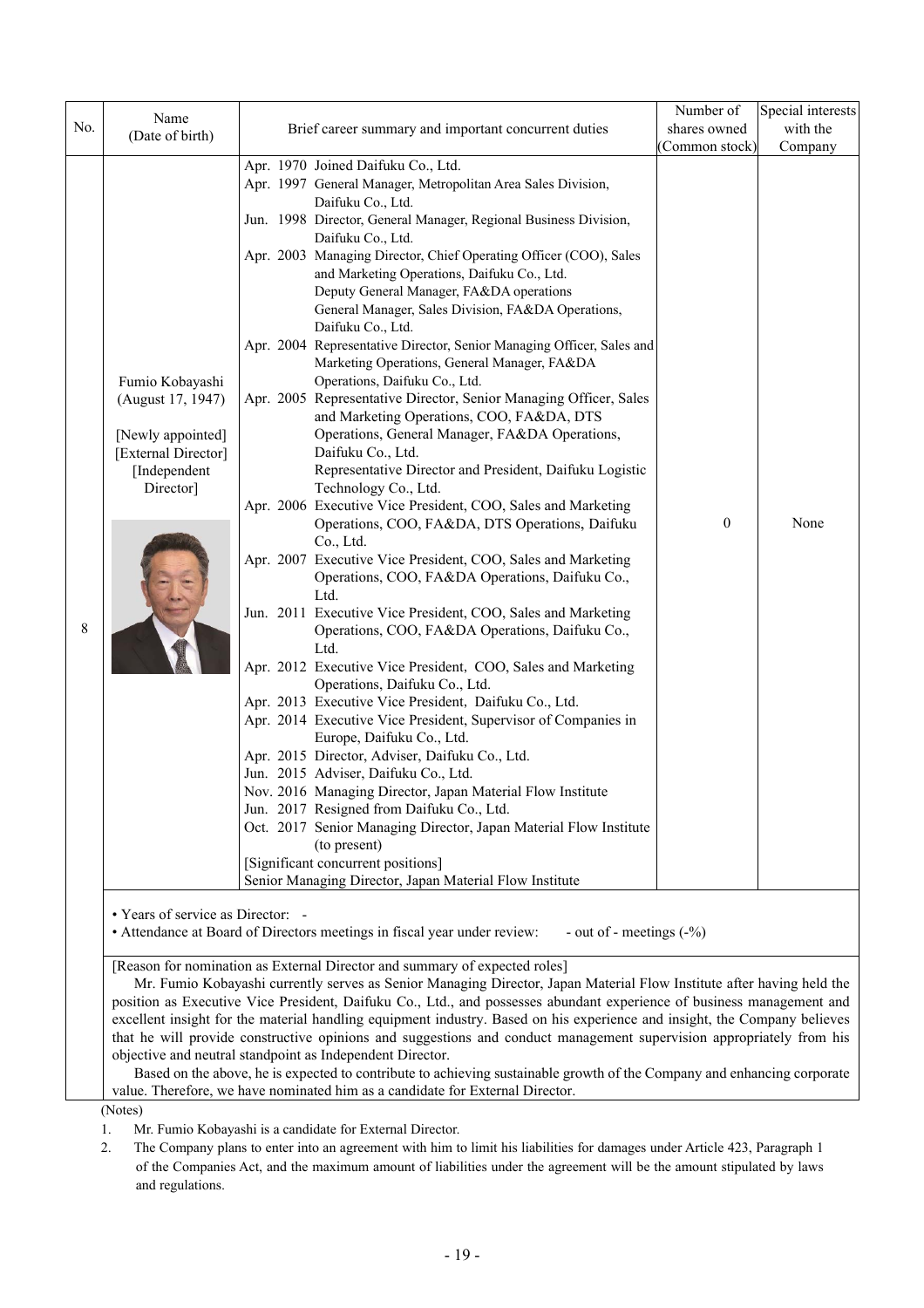| No. | Name (Date of birth) | Brief career summary and important concurrent duties | Number of shares owned (Common stock) | Special interests with the Company |
|---|---|---|---|---|
| 8 | Fumio Kobayashi (August 17, 1947) [Newly appointed] [External Director] [Independent Director] | Apr. 1970 Joined Daifuku Co., Ltd.<br>Apr. 1997 General Manager, Metropolitan Area Sales Division, Daifuku Co., Ltd.<br>Jun. 1998 Director, General Manager, Regional Business Division, Daifuku Co., Ltd.<br>Apr. 2003 Managing Director, Chief Operating Officer (COO), Sales and Marketing Operations, Daifuku Co., Ltd. Deputy General Manager, FA&DA operations General Manager, Sales Division, FA&DA Operations, Daifuku Co., Ltd.<br>Apr. 2004 Representative Director, Senior Managing Officer, Sales and Marketing Operations, General Manager, FA&DA Operations, Daifuku Co., Ltd.<br>Apr. 2005 Representative Director, Senior Managing Officer, Sales and Marketing Operations, COO, FA&DA, DTS Operations, General Manager, FA&DA Operations, Daifuku Co., Ltd. Representative Director and President, Daifuku Logistic Technology Co., Ltd.<br>Apr. 2006 Executive Vice President, COO, Sales and Marketing Operations, COO, FA&DA, DTS Operations, Daifuku Co., Ltd.<br>Apr. 2007 Executive Vice President, COO, Sales and Marketing Operations, COO, FA&DA Operations, Daifuku Co., Ltd.<br>Jun. 2011 Executive Vice President, COO, Sales and Marketing Operations, COO, FA&DA Operations, Daifuku Co., Ltd.<br>Apr. 2012 Executive Vice President, COO, Sales and Marketing Operations, Daifuku Co., Ltd.<br>Apr. 2013 Executive Vice President, Daifuku Co., Ltd.<br>Apr. 2014 Executive Vice President, Supervisor of Companies in Europe, Daifuku Co., Ltd.<br>Apr. 2015 Director, Adviser, Daifuku Co., Ltd.<br>Jun. 2015 Adviser, Daifuku Co., Ltd.<br>Nov. 2016 Managing Director, Japan Material Flow Institute<br>Jun. 2017 Resigned from Daifuku Co., Ltd.<br>Oct. 2017 Senior Managing Director, Japan Material Flow Institute (to present)<br>[Significant concurrent positions]<br>Senior Managing Director, Japan Material Flow Institute | 0 | None |

- Years of service as Director: -
- Attendance at Board of Directors meetings in fiscal year under review: - out of - meetings (-%)

[Reason for nomination as External Director and summary of expected roles]

Mr. Fumio Kobayashi currently serves as Senior Managing Director, Japan Material Flow Institute after having held the position as Executive Vice President, Daifuku Co., Ltd., and possesses abundant experience of business management and excellent insight for the material handling equipment industry. Based on his experience and insight, the Company believes that he will provide constructive opinions and suggestions and conduct management supervision appropriately from his objective and neutral standpoint as Independent Director.

Based on the above, he is expected to contribute to achieving sustainable growth of the Company and enhancing corporate value. Therefore, we have nominated him as a candidate for External Director.

(Notes)

1. Mr. Fumio Kobayashi is a candidate for External Director.
2. The Company plans to enter into an agreement with him to limit his liabilities for damages under Article 423, Paragraph 1 of the Companies Act, and the maximum amount of liabilities under the agreement will be the amount stipulated by laws and regulations.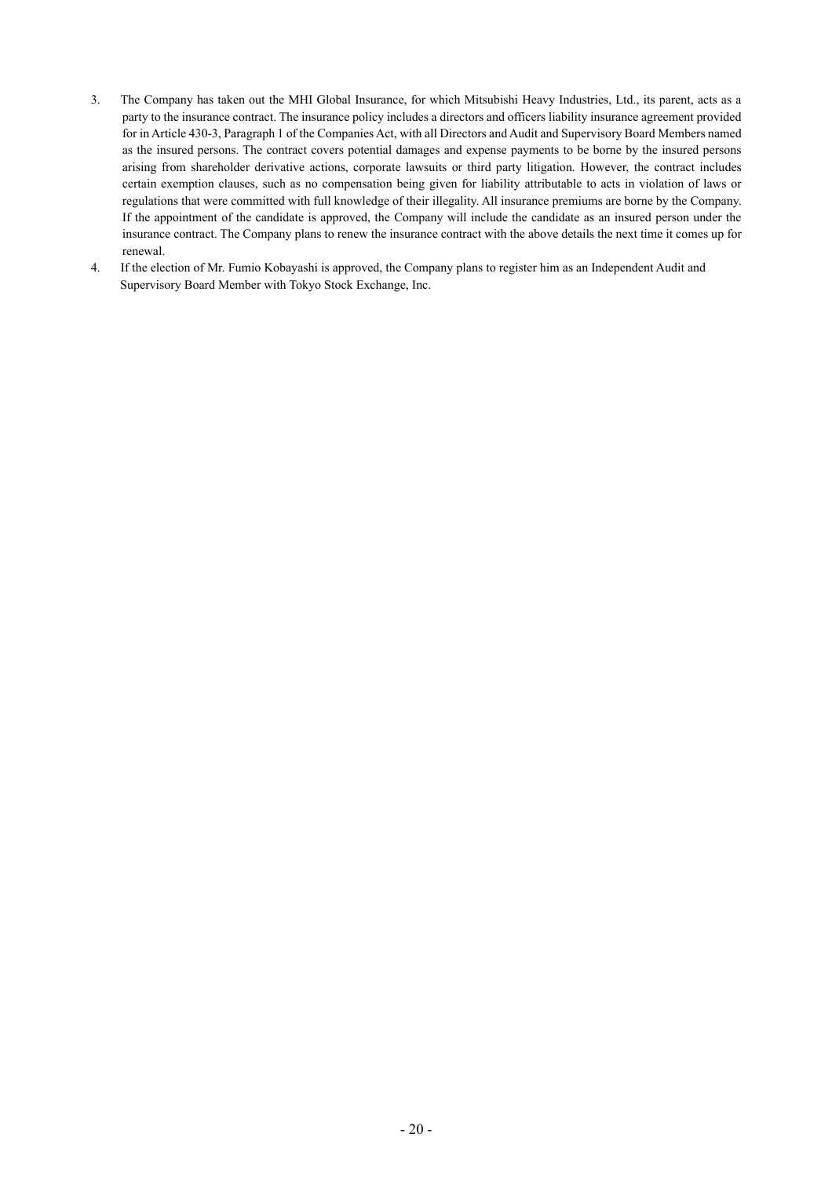3. The Company has taken out the MHI Global Insurance, for which Mitsubishi Heavy Industries, Ltd., its parent, acts as a party to the insurance contract. The insurance policy includes a directors and officers liability insurance agreement provided for in Article 430-3, Paragraph 1 of the Companies Act, with all Directors and Audit and Supervisory Board Members named as the insured persons. The contract covers potential damages and expense payments to be borne by the insured persons arising from shareholder derivative actions, corporate lawsuits or third party litigation. However, the contract includes certain exemption clauses, such as no compensation being given for liability attributable to acts in violation of laws or regulations that were committed with full knowledge of their illegality. All insurance premiums are borne by the Company. If the appointment of the candidate is approved, the Company will include the candidate as an insured person under the insurance contract. The Company plans to renew the insurance contract with the above details the next time it comes up for renewal.
4. If the election of Mr. Fumio Kobayashi is approved, the Company plans to register him as an Independent Audit and Supervisory Board Member with Tokyo Stock Exchange, Inc.